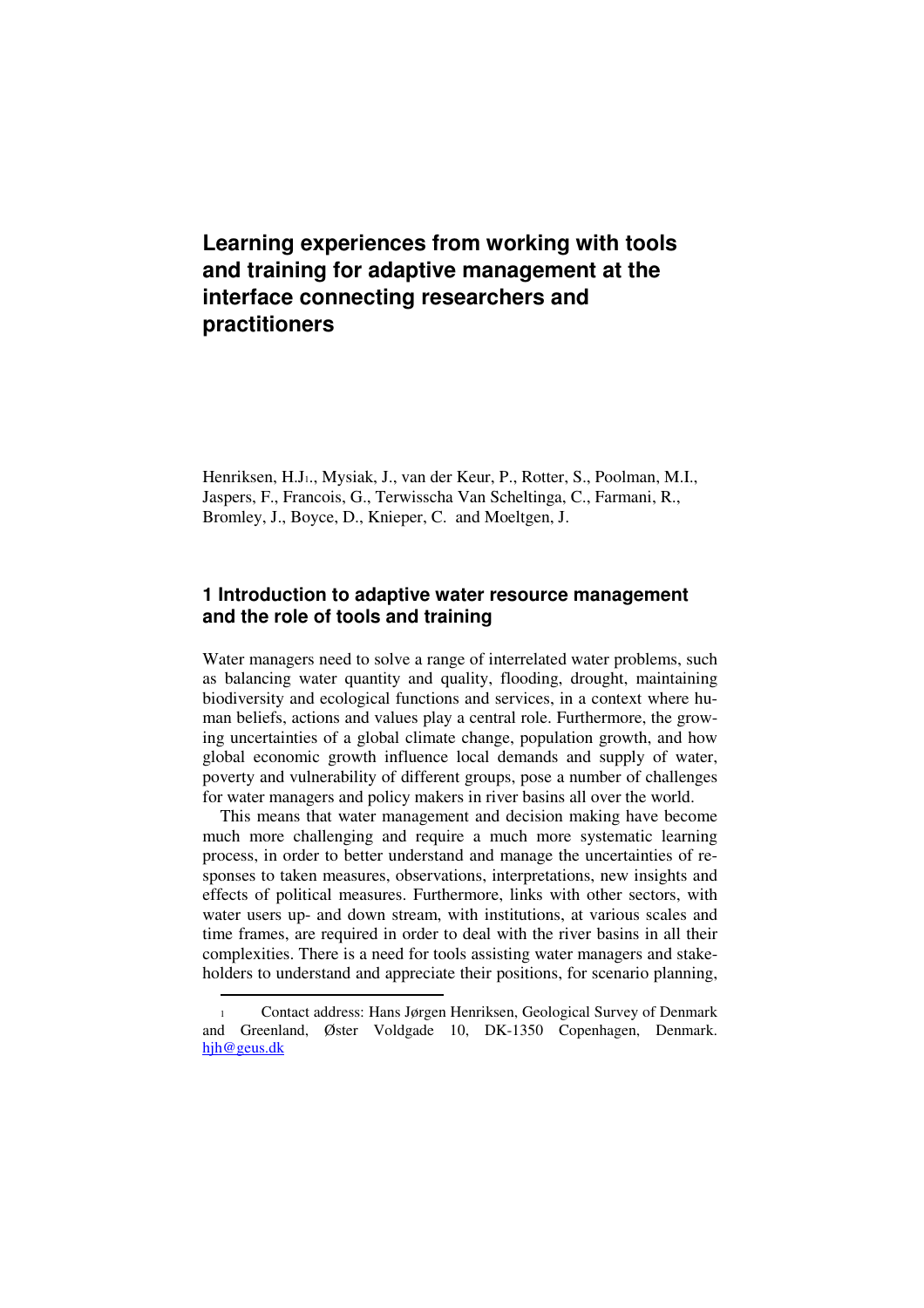# Learning experiences from working with tools and training for adaptive management at the interface connecting researchers and practitioners

Henriksen, H.J[1]., Mysiak, J., van der Keur, P., Rotter, S., Poolman, M.I., Jaspers, F., Francois, G., Terwisscha Van Scheltinga, C., Farmani, R., Bromley, J., Boyce, D., Knieper, C. and Moeltgen, J.

## 1 Introduction to adaptive water resource management and the role of tools and training

Water managers need to solve a range of interrelated water problems, such as balancing water quantity and quality, flooding, drought, maintaining biodiversity and ecological functions and services, in a context where human beliefs, actions and values play a central role. Furthermore, the growing uncertainties of a global climate change, population growth, and how global economic growth influence local demands and supply of water, poverty and vulnerability of different groups, pose a number of challenges for water managers and policy makers in river basins all over the world.

This means that water management and decision making have become much more challenging and require a much more systematic learning process, in order to better understand and manage the uncertainties of responses to taken measures, observations, interpretations, new insights and effects of political measures. Furthermore, links with other sectors, with water users up- and down stream, with institutions, at various scales and time frames, are required in order to deal with the river basins in all their complexities. There is a need for tools assisting water managers and stakeholders to understand and appreciate their positions, for scenario planning,

---

[1] Contact address: Hans Jørgen Henriksen, Geological Survey of Denmark and Greenland, Øster Voldgade 10, DK-1350 Copenhagen, Denmark. hjh@geus.dk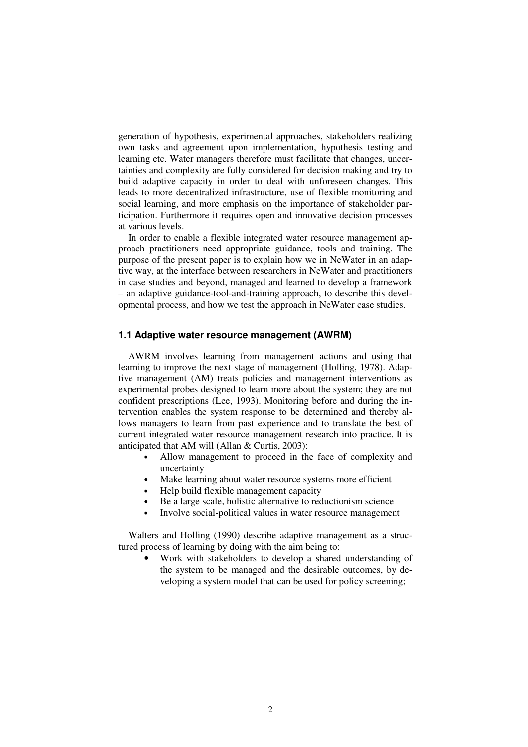generation of hypothesis, experimental approaches, stakeholders realizing own tasks and agreement upon implementation, hypothesis testing and learning etc. Water managers therefore must facilitate that changes, uncertainties and complexity are fully considered for decision making and try to build adaptive capacity in order to deal with unforeseen changes. This leads to more decentralized infrastructure, use of flexible monitoring and social learning, and more emphasis on the importance of stakeholder participation. Furthermore it requires open and innovative decision processes at various levels.

In order to enable a flexible integrated water resource management approach practitioners need appropriate guidance, tools and training. The purpose of the present paper is to explain how we in NeWater in an adaptive way, at the interface between researchers in NeWater and practitioners in case studies and beyond, managed and learned to develop a framework – an adaptive guidance-tool-and-training approach, to describe this developmental process, and how we test the approach in NeWater case studies.

### 1.1 Adaptive water resource management (AWRM)

AWRM involves learning from management actions and using that learning to improve the next stage of management (Holling, 1978). Adaptive management (AM) treats policies and management interventions as experimental probes designed to learn more about the system; they are not confident prescriptions (Lee, 1993). Monitoring before and during the intervention enables the system response to be determined and thereby allows managers to learn from past experience and to translate the best of current integrated water resource management research into practice. It is anticipated that AM will (Allan & Curtis, 2003):

- Allow management to proceed in the face of complexity and uncertainty
- Make learning about water resource systems more efficient
- Help build flexible management capacity
- Be a large scale, holistic alternative to reductionism science
- Involve social-political values in water resource management

Walters and Holling (1990) describe adaptive management as a structured process of learning by doing with the aim being to:

- Work with stakeholders to develop a shared understanding of the system to be managed and the desirable outcomes, by developing a system model that can be used for policy screening;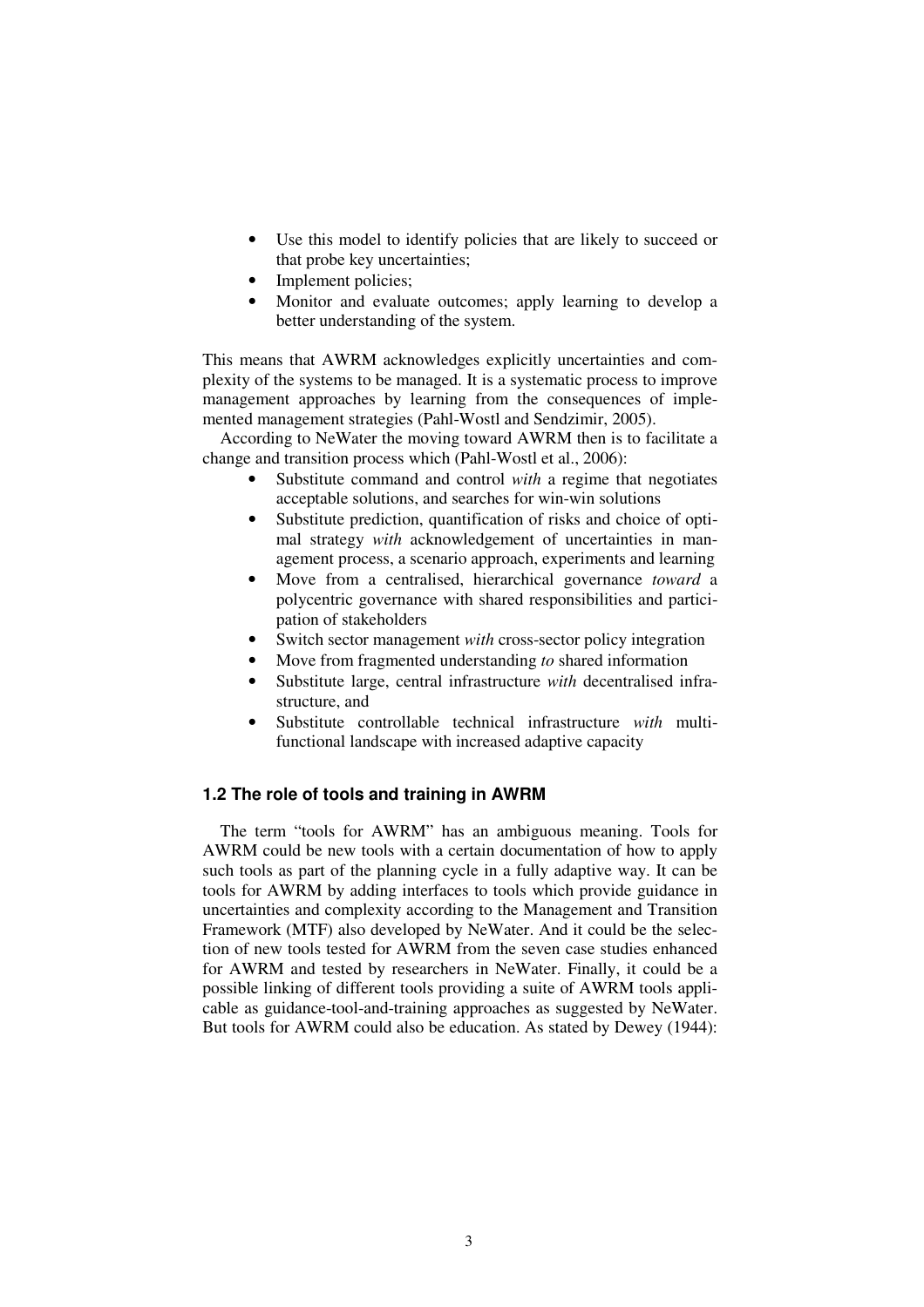- Use this model to identify policies that are likely to succeed or that probe key uncertainties;
- Implement policies;
- Monitor and evaluate outcomes; apply learning to develop a better understanding of the system.

This means that AWRM acknowledges explicitly uncertainties and complexity of the systems to be managed. It is a systematic process to improve management approaches by learning from the consequences of implemented management strategies (Pahl-Wostl and Sendzimir, 2005).

According to NeWater the moving toward AWRM then is to facilitate a change and transition process which (Pahl-Wostl et al., 2006):

- Substitute command and control *with* a regime that negotiates acceptable solutions, and searches for win-win solutions
- Substitute prediction, quantification of risks and choice of optimal strategy *with* acknowledgement of uncertainties in management process, a scenario approach, experiments and learning
- Move from a centralised, hierarchical governance *toward* a polycentric governance with shared responsibilities and participation of stakeholders
- Switch sector management *with* cross-sector policy integration
- Move from fragmented understanding *to* shared information
- Substitute large, central infrastructure *with* decentralised infrastructure, and
- Substitute controllable technical infrastructure *with* multifunctional landscape with increased adaptive capacity

### 1.2 The role of tools and training in AWRM

The term "tools for AWRM" has an ambiguous meaning. Tools for AWRM could be new tools with a certain documentation of how to apply such tools as part of the planning cycle in a fully adaptive way. It can be tools for AWRM by adding interfaces to tools which provide guidance in uncertainties and complexity according to the Management and Transition Framework (MTF) also developed by NeWater. And it could be the selection of new tools tested for AWRM from the seven case studies enhanced for AWRM and tested by researchers in NeWater. Finally, it could be a possible linking of different tools providing a suite of AWRM tools applicable as guidance-tool-and-training approaches as suggested by NeWater. But tools for AWRM could also be education. As stated by Dewey (1944):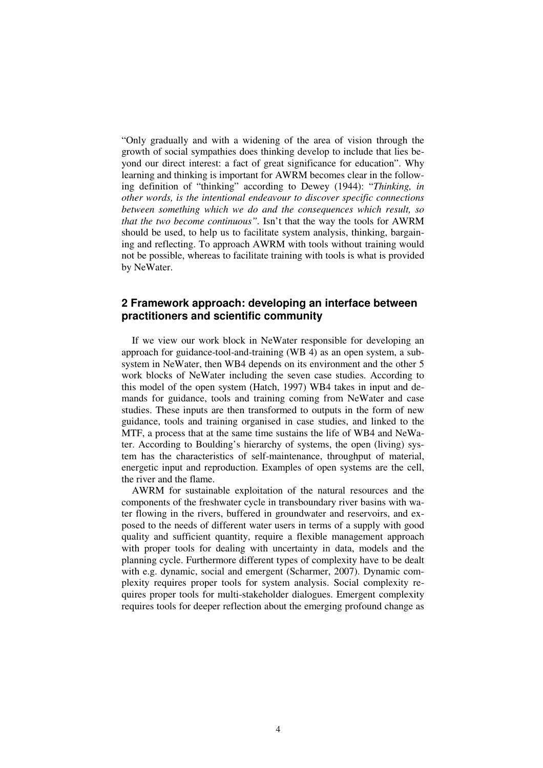"Only gradually and with a widening of the area of vision through the growth of social sympathies does thinking develop to include that lies beyond our direct interest: a fact of great significance for education". Why learning and thinking is important for AWRM becomes clear in the following definition of "thinking" according to Dewey (1944): "*Thinking, in other words, is the intentional endeavour to discover specific connections between something which we do and the consequences which result, so that the two become continuous"*. Isn't that the way the tools for AWRM should be used, to help us to facilitate system analysis, thinking, bargaining and reflecting. To approach AWRM with tools without training would not be possible, whereas to facilitate training with tools is what is provided by NeWater.

## 2 Framework approach: developing an interface between practitioners and scientific community

If we view our work block in NeWater responsible for developing an approach for guidance-tool-and-training (WB 4) as an open system, a subsystem in NeWater, then WB4 depends on its environment and the other 5 work blocks of NeWater including the seven case studies. According to this model of the open system (Hatch, 1997) WB4 takes in input and demands for guidance, tools and training coming from NeWater and case studies. These inputs are then transformed to outputs in the form of new guidance, tools and training organised in case studies, and linked to the MTF, a process that at the same time sustains the life of WB4 and NeWater. According to Boulding's hierarchy of systems, the open (living) system has the characteristics of self-maintenance, throughput of material, energetic input and reproduction. Examples of open systems are the cell, the river and the flame.

AWRM for sustainable exploitation of the natural resources and the components of the freshwater cycle in transboundary river basins with water flowing in the rivers, buffered in groundwater and reservoirs, and exposed to the needs of different water users in terms of a supply with good quality and sufficient quantity, require a flexible management approach with proper tools for dealing with uncertainty in data, models and the planning cycle. Furthermore different types of complexity have to be dealt with e.g. dynamic, social and emergent (Scharmer, 2007). Dynamic complexity requires proper tools for system analysis. Social complexity requires proper tools for multi-stakeholder dialogues. Emergent complexity requires tools for deeper reflection about the emerging profound change as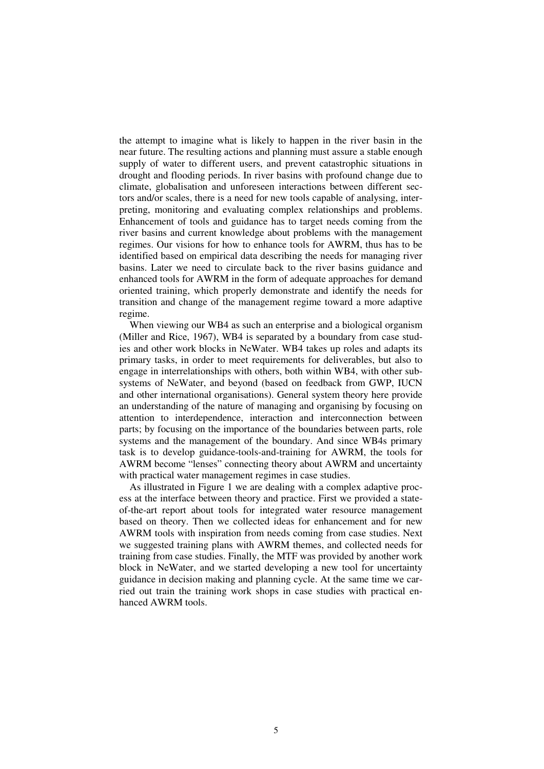the attempt to imagine what is likely to happen in the river basin in the near future. The resulting actions and planning must assure a stable enough supply of water to different users, and prevent catastrophic situations in drought and flooding periods. In river basins with profound change due to climate, globalisation and unforeseen interactions between different sectors and/or scales, there is a need for new tools capable of analysing, interpreting, monitoring and evaluating complex relationships and problems. Enhancement of tools and guidance has to target needs coming from the river basins and current knowledge about problems with the management regimes. Our visions for how to enhance tools for AWRM, thus has to be identified based on empirical data describing the needs for managing river basins. Later we need to circulate back to the river basins guidance and enhanced tools for AWRM in the form of adequate approaches for demand oriented training, which properly demonstrate and identify the needs for transition and change of the management regime toward a more adaptive regime.

When viewing our WB4 as such an enterprise and a biological organism (Miller and Rice, 1967), WB4 is separated by a boundary from case studies and other work blocks in NeWater. WB4 takes up roles and adapts its primary tasks, in order to meet requirements for deliverables, but also to engage in interrelationships with others, both within WB4, with other subsystems of NeWater, and beyond (based on feedback from GWP, IUCN and other international organisations). General system theory here provide an understanding of the nature of managing and organising by focusing on attention to interdependence, interaction and interconnection between parts; by focusing on the importance of the boundaries between parts, role systems and the management of the boundary. And since WB4s primary task is to develop guidance-tools-and-training for AWRM, the tools for AWRM become "lenses" connecting theory about AWRM and uncertainty with practical water management regimes in case studies.

As illustrated in Figure 1 we are dealing with a complex adaptive process at the interface between theory and practice. First we provided a state-of-the-art report about tools for integrated water resource management based on theory. Then we collected ideas for enhancement and for new AWRM tools with inspiration from needs coming from case studies. Next we suggested training plans with AWRM themes, and collected needs for training from case studies. Finally, the MTF was provided by another work block in NeWater, and we started developing a new tool for uncertainty guidance in decision making and planning cycle. At the same time we carried out train the training work shops in case studies with practical enhanced AWRM tools.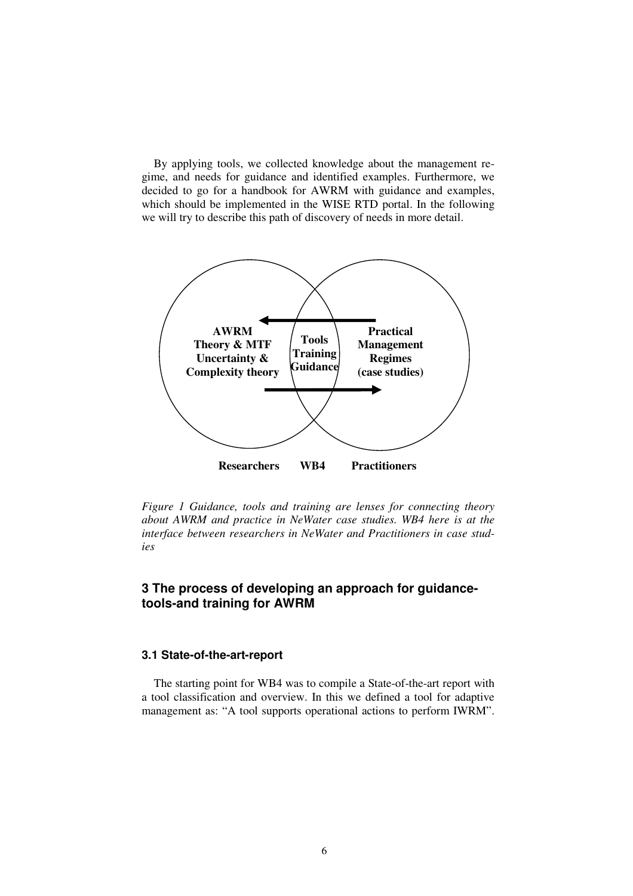By applying tools, we collected knowledge about the management regime, and needs for guidance and identified examples. Furthermore, we decided to go for a handbook for AWRM with guidance and examples, which should be implemented in the WISE RTD portal. In the following we will try to describe this path of discovery of needs in more detail.

**AWRM Theory & MTF Uncertainty & Complexity theory**

**Tools Training Guidance**

**Practical Management Regimes (case studies)**

**Researchers WB4 Practitioners**

*Figure 1 Guidance, tools and training are lenses for connecting theory about AWRM and practice in NeWater case studies. WB4 here is at the interface between researchers in NeWater and Practitioners in case studies*

## 3 The process of developing an approach for guidance-tools-and training for AWRM

### 3.1 State-of-the-art-report

The starting point for WB4 was to compile a State-of-the-art report with a tool classification and overview. In this we defined a tool for adaptive management as: "A tool supports operational actions to perform IWRM".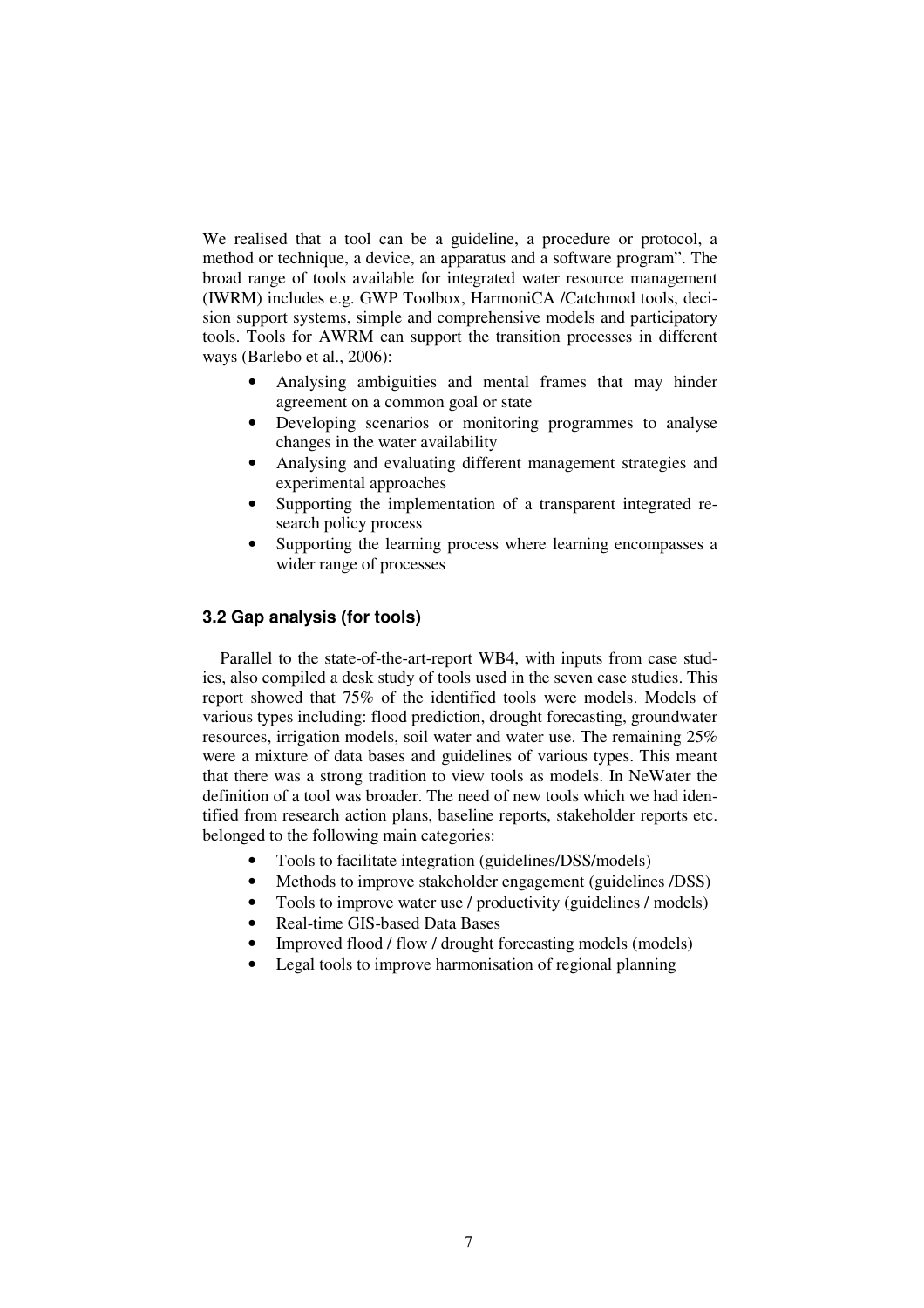We realised that a tool can be a guideline, a procedure or protocol, a method or technique, a device, an apparatus and a software program". The broad range of tools available for integrated water resource management (IWRM) includes e.g. GWP Toolbox, HarmoniCA /Catchmod tools, decision support systems, simple and comprehensive models and participatory tools. Tools for AWRM can support the transition processes in different ways (Barlebo et al., 2006):

- Analysing ambiguities and mental frames that may hinder agreement on a common goal or state
- Developing scenarios or monitoring programmes to analyse changes in the water availability
- Analysing and evaluating different management strategies and experimental approaches
- Supporting the implementation of a transparent integrated research policy process
- Supporting the learning process where learning encompasses a wider range of processes

### 3.2 Gap analysis (for tools)

Parallel to the state-of-the-art-report WB4, with inputs from case studies, also compiled a desk study of tools used in the seven case studies. This report showed that 75% of the identified tools were models. Models of various types including: flood prediction, drought forecasting, groundwater resources, irrigation models, soil water and water use. The remaining 25% were a mixture of data bases and guidelines of various types. This meant that there was a strong tradition to view tools as models. In NeWater the definition of a tool was broader. The need of new tools which we had identified from research action plans, baseline reports, stakeholder reports etc. belonged to the following main categories:

- Tools to facilitate integration (guidelines/DSS/models)
- Methods to improve stakeholder engagement (guidelines /DSS)
- Tools to improve water use / productivity (guidelines / models)
- Real-time GIS-based Data Bases
- Improved flood / flow / drought forecasting models (models)
- Legal tools to improve harmonisation of regional planning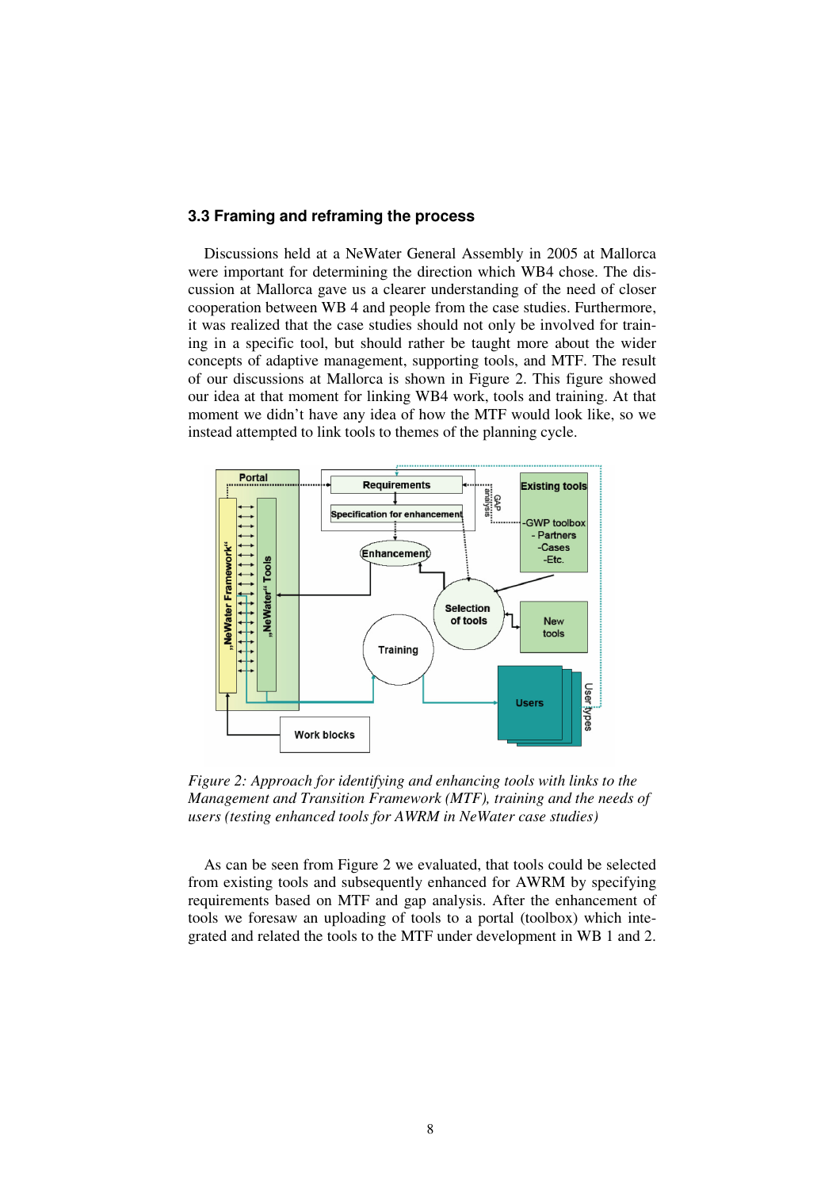### 3.3 Framing and reframing the process

Discussions held at a NeWater General Assembly in 2005 at Mallorca were important for determining the direction which WB4 chose. The discussion at Mallorca gave us a clearer understanding of the need of closer cooperation between WB 4 and people from the case studies. Furthermore, it was realized that the case studies should not only be involved for training in a specific tool, but should rather be taught more about the wider concepts of adaptive management, supporting tools, and MTF. The result of our discussions at Mallorca is shown in Figure 2. This figure showed our idea at that moment for linking WB4 work, tools and training. At that moment we didn't have any idea of how the MTF would look like, so we instead attempted to link tools to themes of the planning cycle.

*Figure 2: Approach for identifying and enhancing tools with links to the Management and Transition Framework (MTF), training and the needs of users (testing enhanced tools for AWRM in NeWater case studies)*

As can be seen from Figure 2 we evaluated, that tools could be selected from existing tools and subsequently enhanced for AWRM by specifying requirements based on MTF and gap analysis. After the enhancement of tools we foresaw an uploading of tools to a portal (toolbox) which integrated and related the tools to the MTF under development in WB 1 and 2.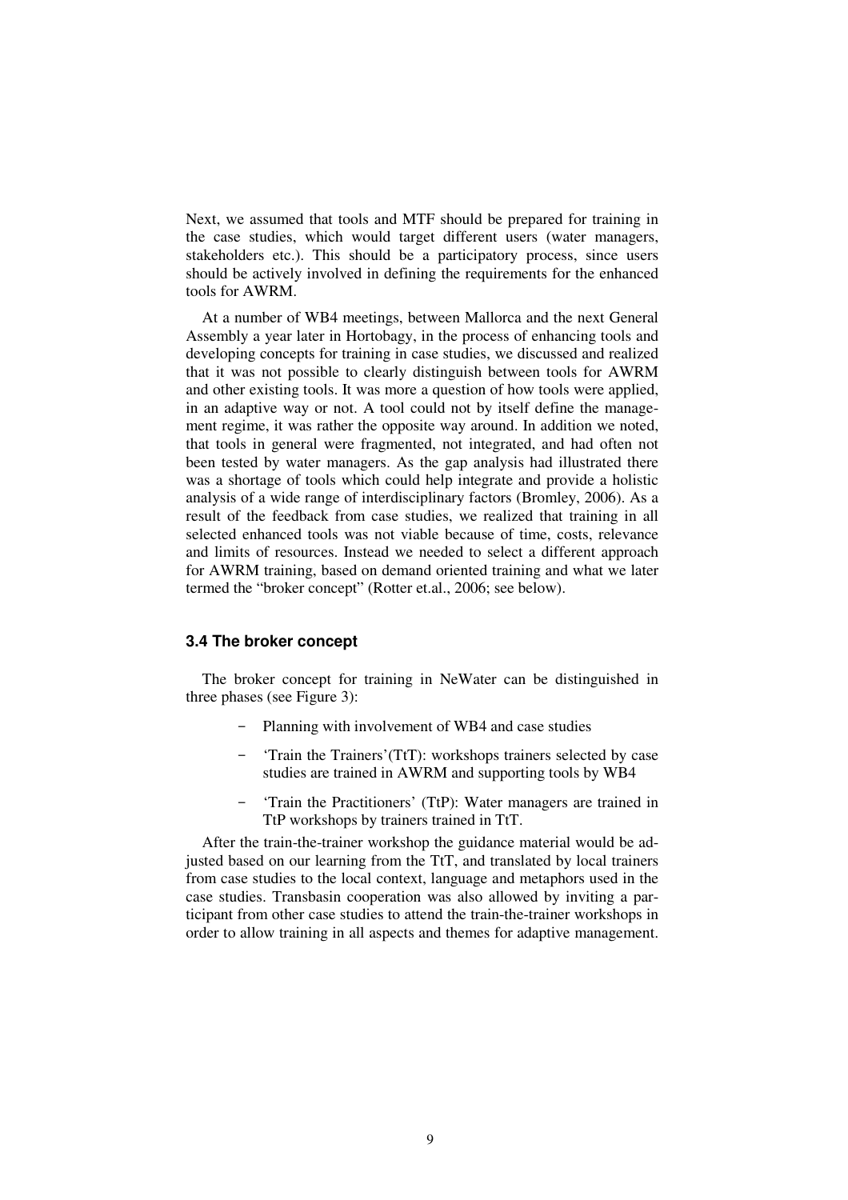Next, we assumed that tools and MTF should be prepared for training in the case studies, which would target different users (water managers, stakeholders etc.). This should be a participatory process, since users should be actively involved in defining the requirements for the enhanced tools for AWRM.

At a number of WB4 meetings, between Mallorca and the next General Assembly a year later in Hortobagy, in the process of enhancing tools and developing concepts for training in case studies, we discussed and realized that it was not possible to clearly distinguish between tools for AWRM and other existing tools. It was more a question of how tools were applied, in an adaptive way or not. A tool could not by itself define the management regime, it was rather the opposite way around. In addition we noted, that tools in general were fragmented, not integrated, and had often not been tested by water managers. As the gap analysis had illustrated there was a shortage of tools which could help integrate and provide a holistic analysis of a wide range of interdisciplinary factors (Bromley, 2006). As a result of the feedback from case studies, we realized that training in all selected enhanced tools was not viable because of time, costs, relevance and limits of resources. Instead we needed to select a different approach for AWRM training, based on demand oriented training and what we later termed the "broker concept" (Rotter et.al., 2006; see below).

### 3.4 The broker concept

The broker concept for training in NeWater can be distinguished in three phases (see Figure 3):

- Planning with involvement of WB4 and case studies
- 'Train the Trainers'(TtT): workshops trainers selected by case studies are trained in AWRM and supporting tools by WB4
- 'Train the Practitioners' (TtP): Water managers are trained in TtP workshops by trainers trained in TtT.

After the train-the-trainer workshop the guidance material would be adjusted based on our learning from the TtT, and translated by local trainers from case studies to the local context, language and metaphors used in the case studies. Transbasin cooperation was also allowed by inviting a participant from other case studies to attend the train-the-trainer workshops in order to allow training in all aspects and themes for adaptive management.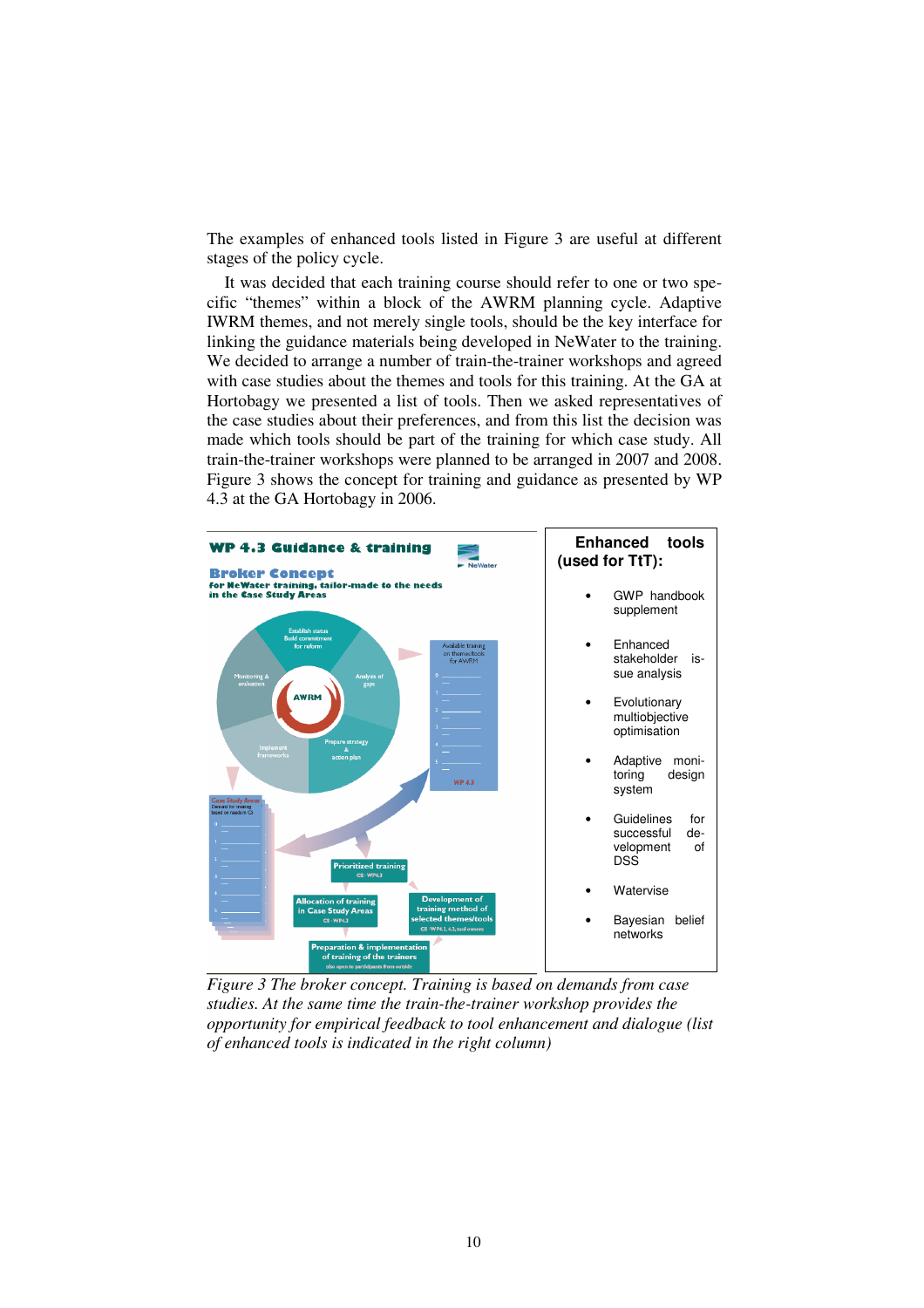The examples of enhanced tools listed in Figure 3 are useful at different stages of the policy cycle.

It was decided that each training course should refer to one or two specific "themes" within a block of the AWRM planning cycle. Adaptive IWRM themes, and not merely single tools, should be the key interface for linking the guidance materials being developed in NeWater to the training. We decided to arrange a number of train-the-trainer workshops and agreed with case studies about the themes and tools for this training. At the GA at Hortobagy we presented a list of tools. Then we asked representatives of the case studies about their preferences, and from this list the decision was made which tools should be part of the training for which case study. All train-the-trainer workshops were planned to be arranged in 2007 and 2008. Figure 3 shows the concept for training and guidance as presented by WP 4.3 at the GA Hortobagy in 2006.

**Enhanced tools (used for TtT):**

- GWP handbook supplement
- Enhanced stakeholder issue analysis
- Evolutionary multiobjective optimisation
- Adaptive monitoring design system
- Guidelines for successful development of DSS
- Watervise
- Bayesian belief networks

*Figure 3 The broker concept. Training is based on demands from case studies. At the same time the train-the-trainer workshop provides the opportunity for empirical feedback to tool enhancement and dialogue (list of enhanced tools is indicated in the right column)*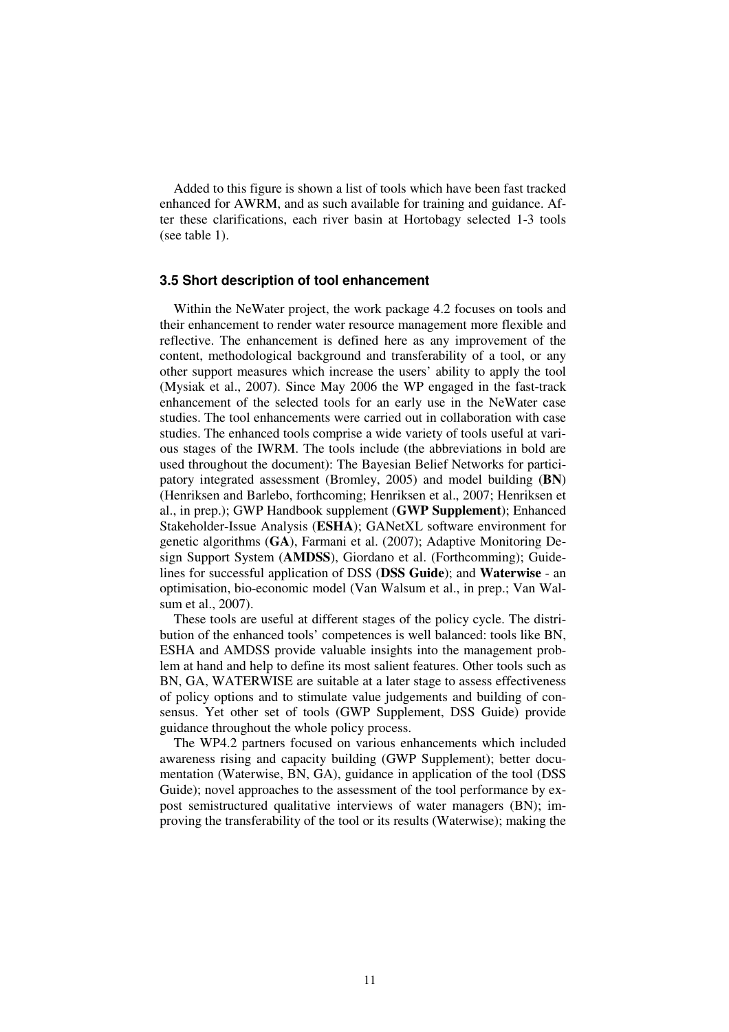Added to this figure is shown a list of tools which have been fast tracked enhanced for AWRM, and as such available for training and guidance. After these clarifications, each river basin at Hortobagy selected 1-3 tools (see table 1).

### 3.5 Short description of tool enhancement

Within the NeWater project, the work package 4.2 focuses on tools and their enhancement to render water resource management more flexible and reflective. The enhancement is defined here as any improvement of the content, methodological background and transferability of a tool, or any other support measures which increase the users' ability to apply the tool (Mysiak et al., 2007). Since May 2006 the WP engaged in the fast-track enhancement of the selected tools for an early use in the NeWater case studies. The tool enhancements were carried out in collaboration with case studies. The enhanced tools comprise a wide variety of tools useful at various stages of the IWRM. The tools include (the abbreviations in bold are used throughout the document): The Bayesian Belief Networks for participatory integrated assessment (Bromley, 2005) and model building (**BN**) (Henriksen and Barlebo, forthcoming; Henriksen et al., 2007; Henriksen et al., in prep.); GWP Handbook supplement (**GWP Supplement**); Enhanced Stakeholder-Issue Analysis (**ESHA**); GANetXL software environment for genetic algorithms (**GA**), Farmani et al. (2007); Adaptive Monitoring Design Support System (**AMDSS**), Giordano et al. (Forthcomming); Guidelines for successful application of DSS (**DSS Guide**); and **Waterwise** - an optimisation, bio-economic model (Van Walsum et al., in prep.; Van Walsum et al., 2007).

These tools are useful at different stages of the policy cycle. The distribution of the enhanced tools' competences is well balanced: tools like BN, ESHA and AMDSS provide valuable insights into the management problem at hand and help to define its most salient features. Other tools such as BN, GA, WATERWISE are suitable at a later stage to assess effectiveness of policy options and to stimulate value judgements and building of consensus. Yet other set of tools (GWP Supplement, DSS Guide) provide guidance throughout the whole policy process.

The WP4.2 partners focused on various enhancements which included awareness rising and capacity building (GWP Supplement); better documentation (Waterwise, BN, GA), guidance in application of the tool (DSS Guide); novel approaches to the assessment of the tool performance by ex-post semistructured qualitative interviews of water managers (BN); improving the transferability of the tool or its results (Waterwise); making the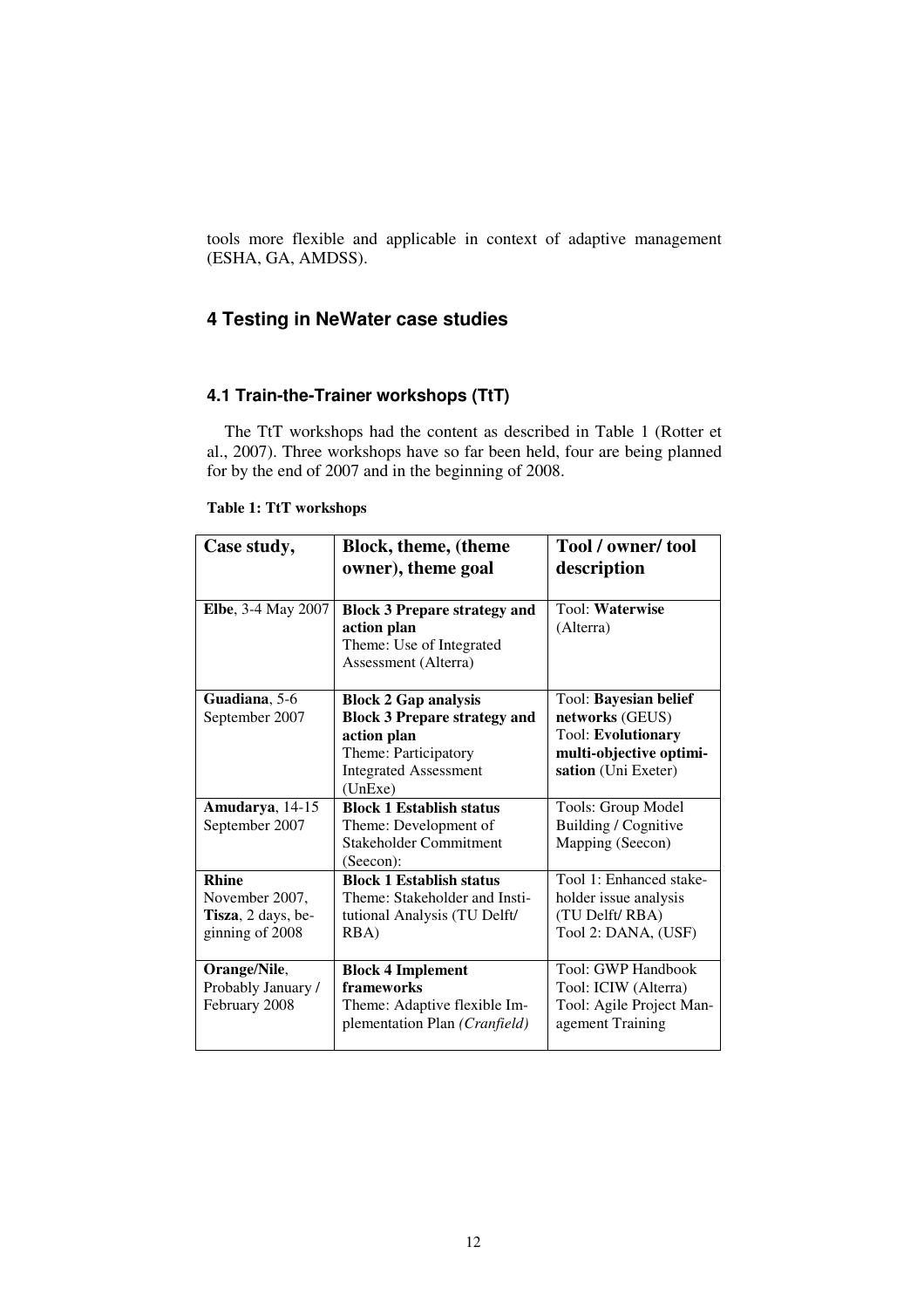tools more flexible and applicable in context of adaptive management (ESHA, GA, AMDSS).

## 4 Testing in NeWater case studies

### 4.1 Train-the-Trainer workshops (TtT)

The TtT workshops had the content as described in Table 1 (Rotter et al., 2007). Three workshops have so far been held, four are being planned for by the end of 2007 and in the beginning of 2008.

**Table 1: TtT workshops**

| Case study, | Block, theme, (theme owner), theme goal | Tool / owner/ tool description |
|---|---|---|
| **Elbe**, 3-4 May 2007 | **Block 3 Prepare strategy and action plan**<br>Theme: Use of Integrated Assessment (Alterra) | Tool: **Waterwise** (Alterra) |
| **Guadiana**, 5-6 September 2007 | **Block 2 Gap analysis**<br>**Block 3 Prepare strategy and action plan**<br>Theme: Participatory Integrated Assessment (UnExe) | Tool: **Bayesian belief networks** (GEUS)<br>Tool: **Evolutionary multi-objective optimisation** (Uni Exeter) |
| **Amudarya**, 14-15 September 2007 | **Block 1 Establish status**<br>Theme: Development of Stakeholder Commitment (Seecon): | Tools: Group Model Building / Cognitive Mapping (Seecon) |
| **Rhine** November 2007, **Tisza**, 2 days, beginning of 2008 | **Block 1 Establish status**<br>Theme: Stakeholder and Institutional Analysis (TU Delft/ RBA) | Tool 1: Enhanced stakeholder issue analysis (TU Delft/ RBA)<br>Tool 2: DANA, (USF) |
| **Orange/Nile**, Probably January / February 2008 | **Block 4 Implement frameworks**<br>Theme: Adaptive flexible Implementation Plan *(Cranfield)* | Tool: GWP Handbook<br>Tool: ICIW (Alterra)<br>Tool: Agile Project Management Training |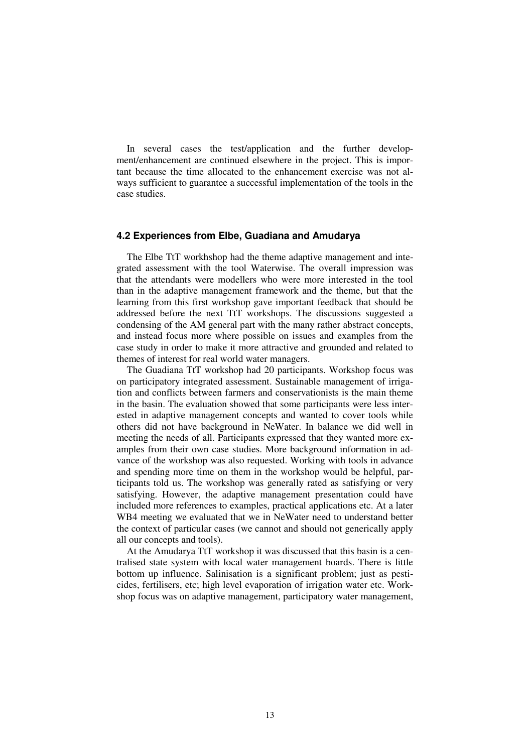In several cases the test/application and the further development/enhancement are continued elsewhere in the project. This is important because the time allocated to the enhancement exercise was not always sufficient to guarantee a successful implementation of the tools in the case studies.

### 4.2 Experiences from Elbe, Guadiana and Amudarya

The Elbe TtT workhshop had the theme adaptive management and integrated assessment with the tool Waterwise. The overall impression was that the attendants were modellers who were more interested in the tool than in the adaptive management framework and the theme, but that the learning from this first workshop gave important feedback that should be addressed before the next TtT workshops. The discussions suggested a condensing of the AM general part with the many rather abstract concepts, and instead focus more where possible on issues and examples from the case study in order to make it more attractive and grounded and related to themes of interest for real world water managers.

The Guadiana TtT workshop had 20 participants. Workshop focus was on participatory integrated assessment. Sustainable management of irrigation and conflicts between farmers and conservationists is the main theme in the basin. The evaluation showed that some participants were less interested in adaptive management concepts and wanted to cover tools while others did not have background in NeWater. In balance we did well in meeting the needs of all. Participants expressed that they wanted more examples from their own case studies. More background information in advance of the workshop was also requested. Working with tools in advance and spending more time on them in the workshop would be helpful, participants told us. The workshop was generally rated as satisfying or very satisfying. However, the adaptive management presentation could have included more references to examples, practical applications etc. At a later WB4 meeting we evaluated that we in NeWater need to understand better the context of particular cases (we cannot and should not generically apply all our concepts and tools).

At the Amudarya TtT workshop it was discussed that this basin is a centralised state system with local water management boards. There is little bottom up influence. Salinisation is a significant problem; just as pesticides, fertilisers, etc; high level evaporation of irrigation water etc. Workshop focus was on adaptive management, participatory water management,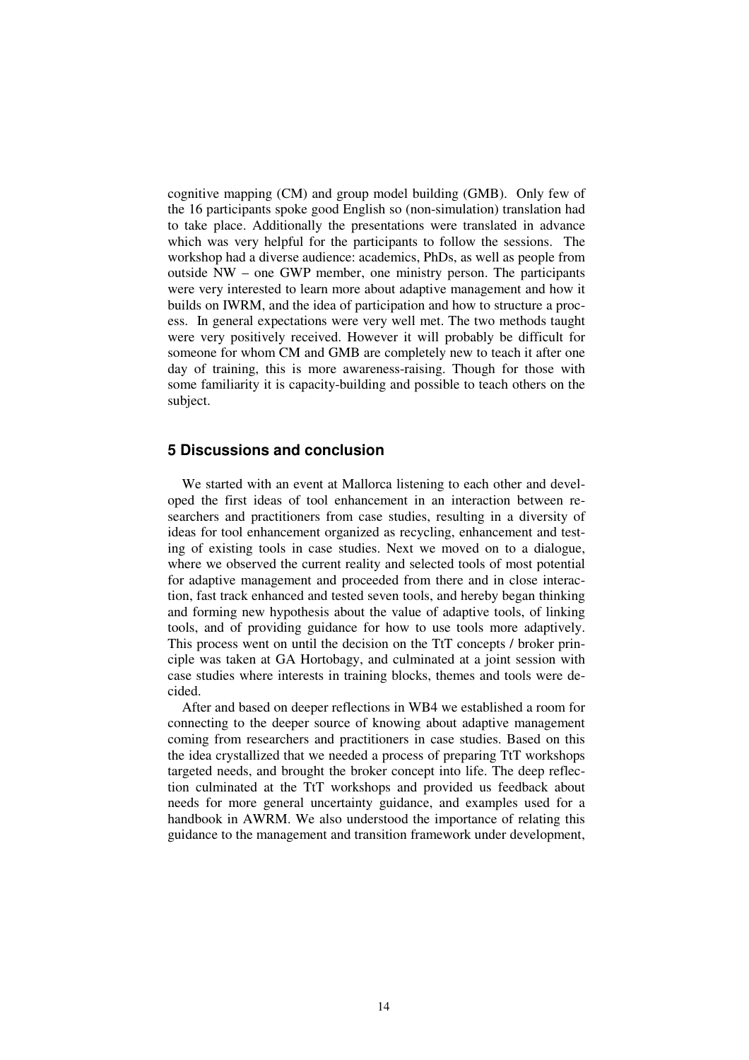cognitive mapping (CM) and group model building (GMB). Only few of the 16 participants spoke good English so (non-simulation) translation had to take place. Additionally the presentations were translated in advance which was very helpful for the participants to follow the sessions. The workshop had a diverse audience: academics, PhDs, as well as people from outside NW – one GWP member, one ministry person. The participants were very interested to learn more about adaptive management and how it builds on IWRM, and the idea of participation and how to structure a process. In general expectations were very well met. The two methods taught were very positively received. However it will probably be difficult for someone for whom CM and GMB are completely new to teach it after one day of training, this is more awareness-raising. Though for those with some familiarity it is capacity-building and possible to teach others on the subject.

## 5 Discussions and conclusion

We started with an event at Mallorca listening to each other and developed the first ideas of tool enhancement in an interaction between researchers and practitioners from case studies, resulting in a diversity of ideas for tool enhancement organized as recycling, enhancement and testing of existing tools in case studies. Next we moved on to a dialogue, where we observed the current reality and selected tools of most potential for adaptive management and proceeded from there and in close interaction, fast track enhanced and tested seven tools, and hereby began thinking and forming new hypothesis about the value of adaptive tools, of linking tools, and of providing guidance for how to use tools more adaptively. This process went on until the decision on the TtT concepts / broker principle was taken at GA Hortobagy, and culminated at a joint session with case studies where interests in training blocks, themes and tools were decided.

After and based on deeper reflections in WB4 we established a room for connecting to the deeper source of knowing about adaptive management coming from researchers and practitioners in case studies. Based on this the idea crystallized that we needed a process of preparing TtT workshops targeted needs, and brought the broker concept into life. The deep reflection culminated at the TtT workshops and provided us feedback about needs for more general uncertainty guidance, and examples used for a handbook in AWRM. We also understood the importance of relating this guidance to the management and transition framework under development,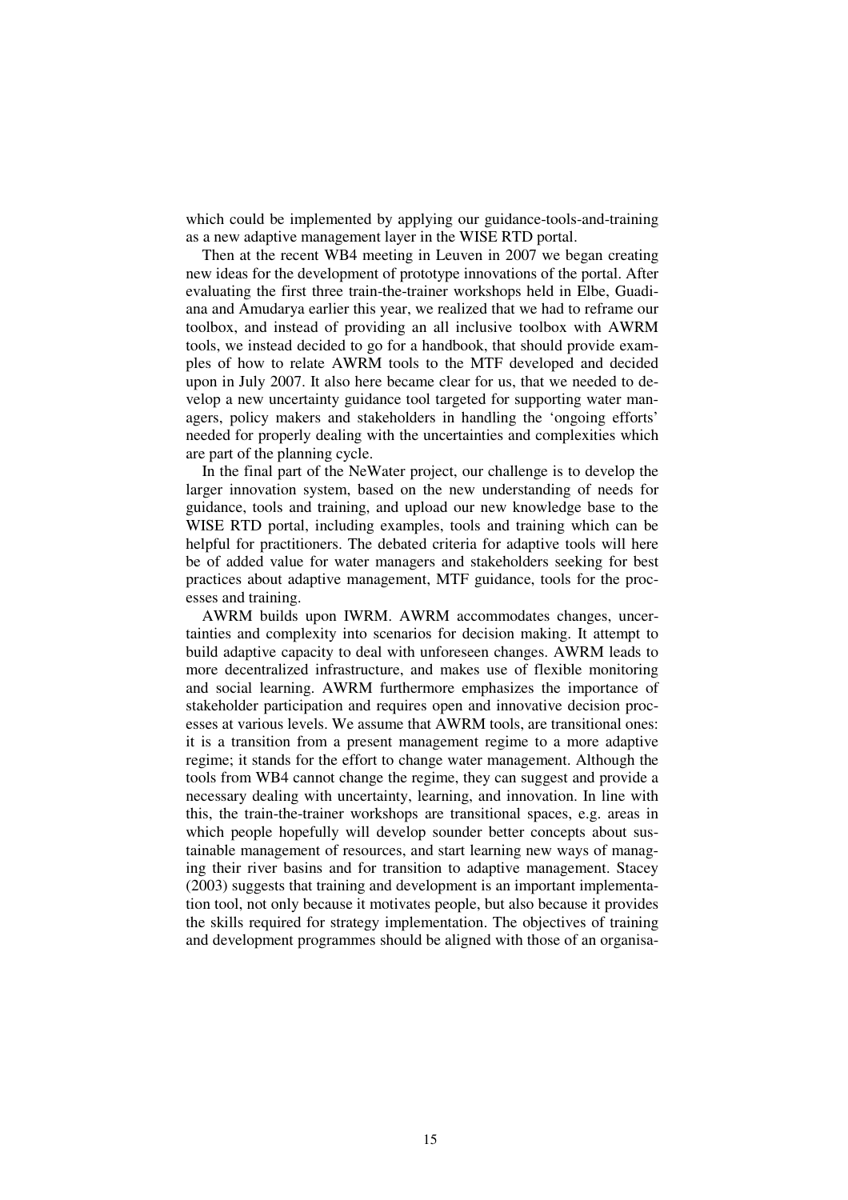which could be implemented by applying our guidance-tools-and-training as a new adaptive management layer in the WISE RTD portal.

Then at the recent WB4 meeting in Leuven in 2007 we began creating new ideas for the development of prototype innovations of the portal. After evaluating the first three train-the-trainer workshops held in Elbe, Guadiana and Amudarya earlier this year, we realized that we had to reframe our toolbox, and instead of providing an all inclusive toolbox with AWRM tools, we instead decided to go for a handbook, that should provide examples of how to relate AWRM tools to the MTF developed and decided upon in July 2007. It also here became clear for us, that we needed to develop a new uncertainty guidance tool targeted for supporting water managers, policy makers and stakeholders in handling the 'ongoing efforts' needed for properly dealing with the uncertainties and complexities which are part of the planning cycle.

In the final part of the NeWater project, our challenge is to develop the larger innovation system, based on the new understanding of needs for guidance, tools and training, and upload our new knowledge base to the WISE RTD portal, including examples, tools and training which can be helpful for practitioners. The debated criteria for adaptive tools will here be of added value for water managers and stakeholders seeking for best practices about adaptive management, MTF guidance, tools for the processes and training.

AWRM builds upon IWRM. AWRM accommodates changes, uncertainties and complexity into scenarios for decision making. It attempt to build adaptive capacity to deal with unforeseen changes. AWRM leads to more decentralized infrastructure, and makes use of flexible monitoring and social learning. AWRM furthermore emphasizes the importance of stakeholder participation and requires open and innovative decision processes at various levels. We assume that AWRM tools, are transitional ones: it is a transition from a present management regime to a more adaptive regime; it stands for the effort to change water management. Although the tools from WB4 cannot change the regime, they can suggest and provide a necessary dealing with uncertainty, learning, and innovation. In line with this, the train-the-trainer workshops are transitional spaces, e.g. areas in which people hopefully will develop sounder better concepts about sustainable management of resources, and start learning new ways of managing their river basins and for transition to adaptive management. Stacey (2003) suggests that training and development is an important implementation tool, not only because it motivates people, but also because it provides the skills required for strategy implementation. The objectives of training and development programmes should be aligned with those of an organisa-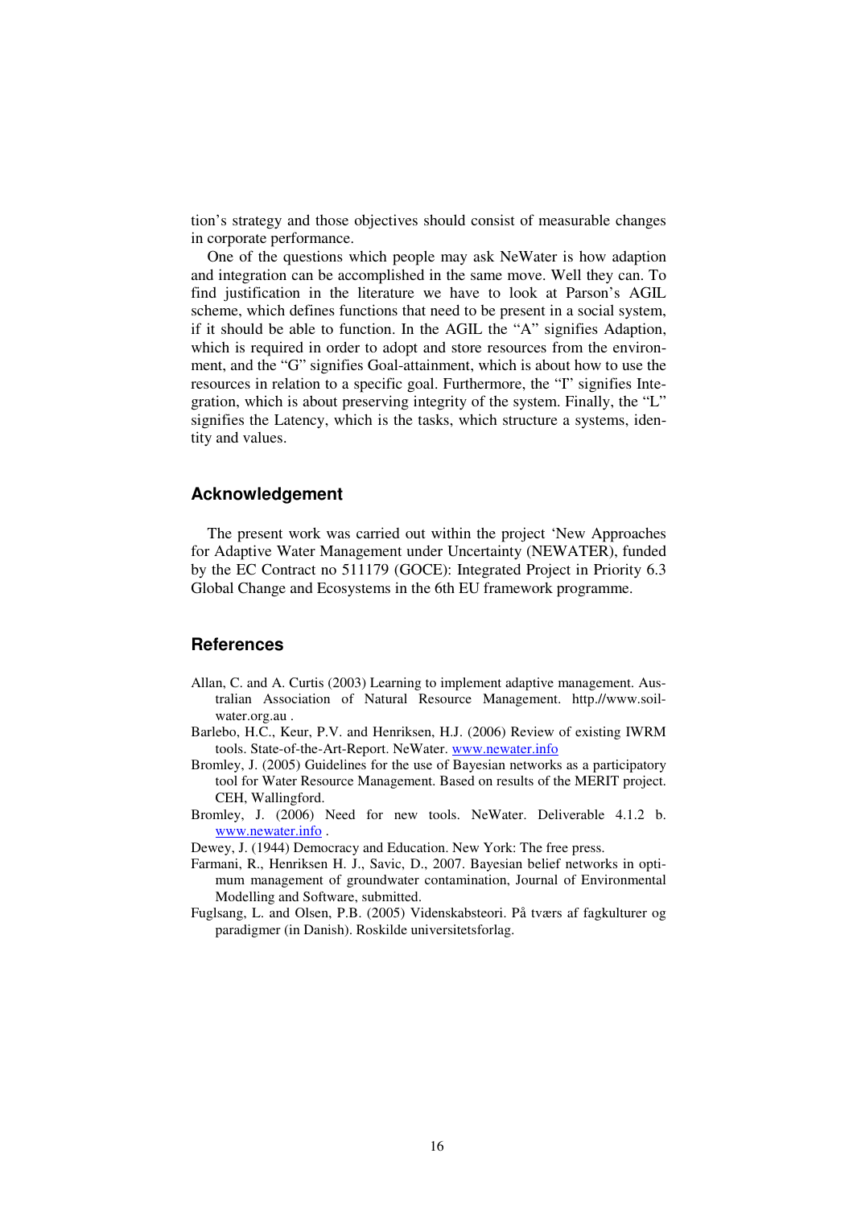tion's strategy and those objectives should consist of measurable changes in corporate performance.

One of the questions which people may ask NeWater is how adaption and integration can be accomplished in the same move. Well they can. To find justification in the literature we have to look at Parson's AGIL scheme, which defines functions that need to be present in a social system, if it should be able to function. In the AGIL the "A" signifies Adaption, which is required in order to adopt and store resources from the environment, and the "G" signifies Goal-attainment, which is about how to use the resources in relation to a specific goal. Furthermore, the "I" signifies Integration, which is about preserving integrity of the system. Finally, the "L" signifies the Latency, which is the tasks, which structure a systems, identity and values.

## Acknowledgement

The present work was carried out within the project 'New Approaches for Adaptive Water Management under Uncertainty (NEWATER), funded by the EC Contract no 511179 (GOCE): Integrated Project in Priority 6.3 Global Change and Ecosystems in the 6th EU framework programme.

## References

Allan, C. and A. Curtis (2003) Learning to implement adaptive management. Australian Association of Natural Resource Management. http.//www.soil-water.org.au .

Barlebo, H.C., Keur, P.V. and Henriksen, H.J. (2006) Review of existing IWRM tools. State-of-the-Art-Report. NeWater. www.newater.info

Bromley, J. (2005) Guidelines for the use of Bayesian networks as a participatory tool for Water Resource Management. Based on results of the MERIT project. CEH, Wallingford.

Bromley, J. (2006) Need for new tools. NeWater. Deliverable 4.1.2 b. www.newater.info .

Dewey, J. (1944) Democracy and Education. New York: The free press.

Farmani, R., Henriksen H. J., Savic, D., 2007. Bayesian belief networks in optimum management of groundwater contamination, Journal of Environmental Modelling and Software, submitted.

Fuglsang, L. and Olsen, P.B. (2005) Videnskabsteori. På tværs af fagkulturer og paradigmer (in Danish). Roskilde universitetsforlag.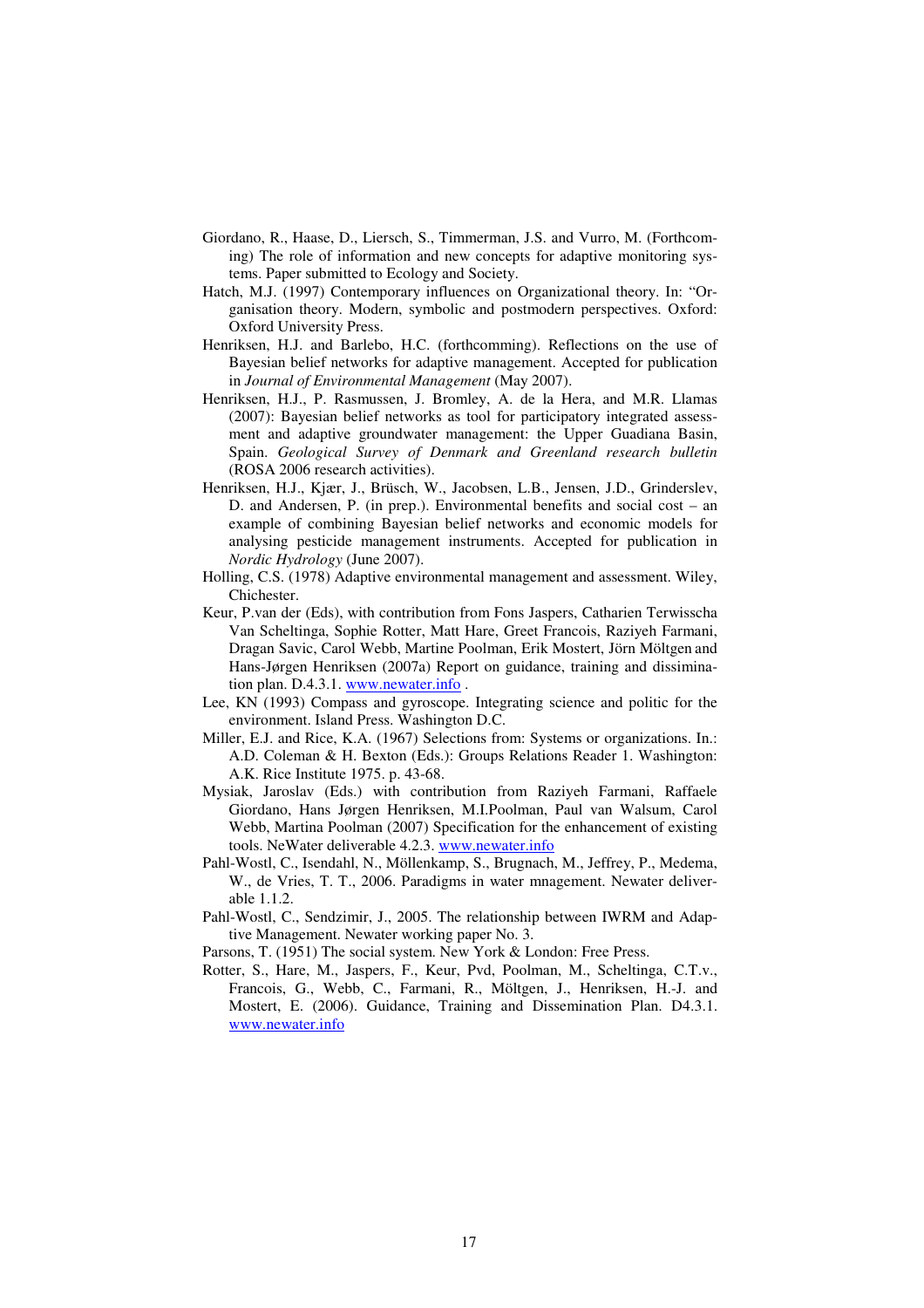Giordano, R., Haase, D., Liersch, S., Timmerman, J.S. and Vurro, M. (Forthcoming) The role of information and new concepts for adaptive monitoring systems. Paper submitted to Ecology and Society.

Hatch, M.J. (1997) Contemporary influences on Organizational theory. In: "Organisation theory. Modern, symbolic and postmodern perspectives. Oxford: Oxford University Press.

Henriksen, H.J. and Barlebo, H.C. (forthcomming). Reflections on the use of Bayesian belief networks for adaptive management. Accepted for publication in *Journal of Environmental Management* (May 2007).

Henriksen, H.J., P. Rasmussen, J. Bromley, A. de la Hera, and M.R. Llamas (2007): Bayesian belief networks as tool for participatory integrated assessment and adaptive groundwater management: the Upper Guadiana Basin, Spain. *Geological Survey of Denmark and Greenland research bulletin* (ROSA 2006 research activities).

Henriksen, H.J., Kjær, J., Brüsch, W., Jacobsen, L.B., Jensen, J.D., Grinderslev, D. and Andersen, P. (in prep.). Environmental benefits and social cost – an example of combining Bayesian belief networks and economic models for analysing pesticide management instruments. Accepted for publication in *Nordic Hydrology* (June 2007).

Holling, C.S. (1978) Adaptive environmental management and assessment. Wiley, Chichester.

Keur, P.van der (Eds), with contribution from Fons Jaspers, Catharien Terwisscha Van Scheltinga, Sophie Rotter, Matt Hare, Greet Francois, Raziyeh Farmani, Dragan Savic, Carol Webb, Martine Poolman, Erik Mostert, Jörn Möltgen and Hans-Jørgen Henriksen (2007a) Report on guidance, training and dissimination plan. D.4.3.1. www.newater.info .

Lee, KN (1993) Compass and gyroscope. Integrating science and politic for the environment. Island Press. Washington D.C.

Miller, E.J. and Rice, K.A. (1967) Selections from: Systems or organizations. In.: A.D. Coleman & H. Bexton (Eds.): Groups Relations Reader 1. Washington: A.K. Rice Institute 1975. p. 43-68.

Mysiak, Jaroslav (Eds.) with contribution from Raziyeh Farmani, Raffaele Giordano, Hans Jørgen Henriksen, M.I.Poolman, Paul van Walsum, Carol Webb, Martina Poolman (2007) Specification for the enhancement of existing tools. NeWater deliverable 4.2.3. www.newater.info

Pahl-Wostl, C., Isendahl, N., Möllenkamp, S., Brugnach, M., Jeffrey, P., Medema, W., de Vries, T. T., 2006. Paradigms in water mnagement. Newater deliverable 1.1.2.

Pahl-Wostl, C., Sendzimir, J., 2005. The relationship between IWRM and Adaptive Management. Newater working paper No. 3.

Parsons, T. (1951) The social system. New York & London: Free Press.

Rotter, S., Hare, M., Jaspers, F., Keur, Pvd, Poolman, M., Scheltinga, C.T.v., Francois, G., Webb, C., Farmani, R., Möltgen, J., Henriksen, H.-J. and Mostert, E. (2006). Guidance, Training and Dissemination Plan. D4.3.1. www.newater.info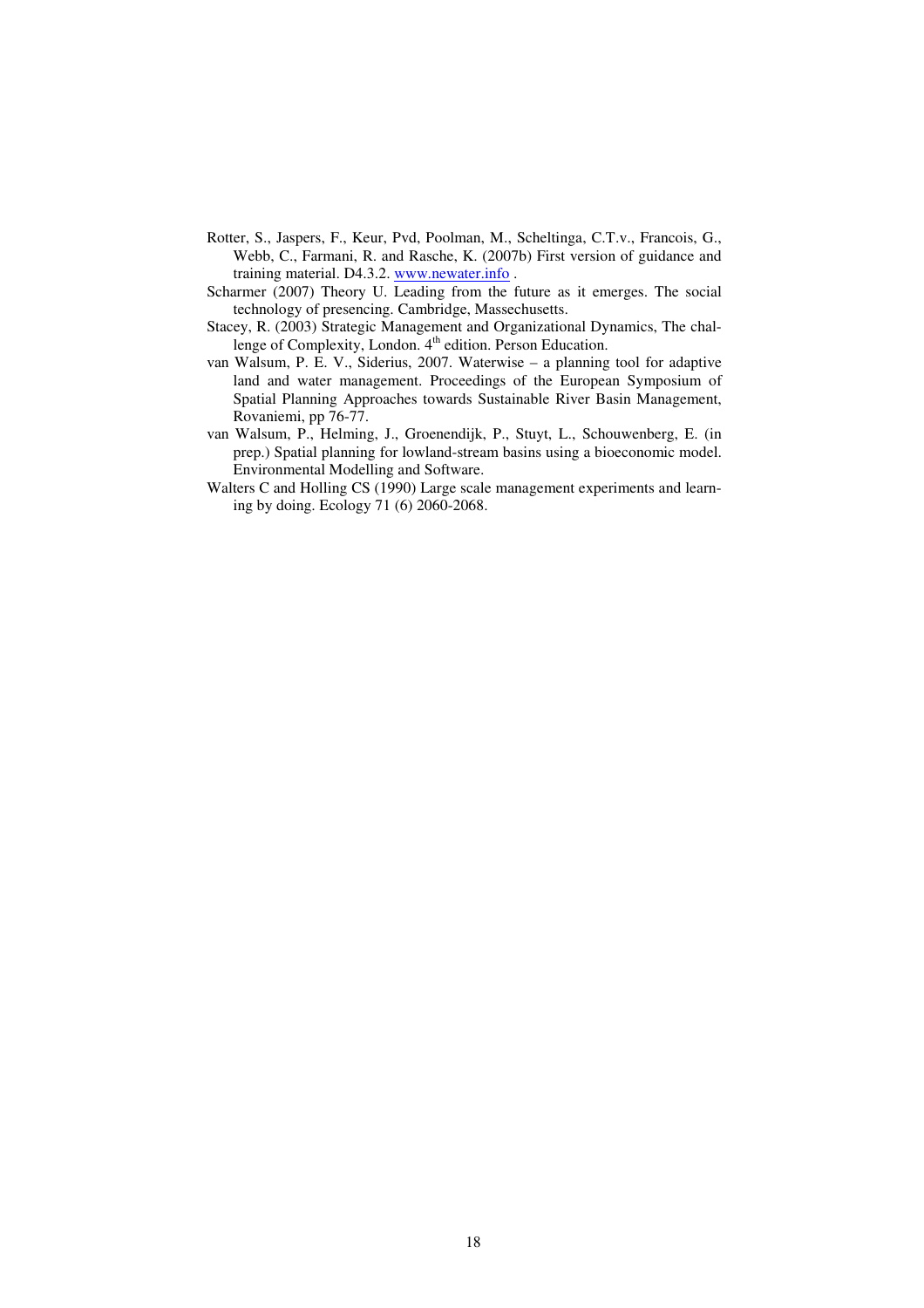Rotter, S., Jaspers, F., Keur, Pvd, Poolman, M., Scheltinga, C.T.v., Francois, G., Webb, C., Farmani, R. and Rasche, K. (2007b) First version of guidance and training material. D4.3.2. www.newater.info .

Scharmer (2007) Theory U. Leading from the future as it emerges. The social technology of presencing. Cambridge, Massechusetts.

Stacey, R. (2003) Strategic Management and Organizational Dynamics, The challenge of Complexity, London. 4th edition. Person Education.

van Walsum, P. E. V., Siderius, 2007. Waterwise – a planning tool for adaptive land and water management. Proceedings of the European Symposium of Spatial Planning Approaches towards Sustainable River Basin Management, Rovaniemi, pp 76-77.

van Walsum, P., Helming, J., Groenendijk, P., Stuyt, L., Schouwenberg, E. (in prep.) Spatial planning for lowland-stream basins using a bioeconomic model. Environmental Modelling and Software.

Walters C and Holling CS (1990) Large scale management experiments and learning by doing. Ecology 71 (6) 2060-2068.